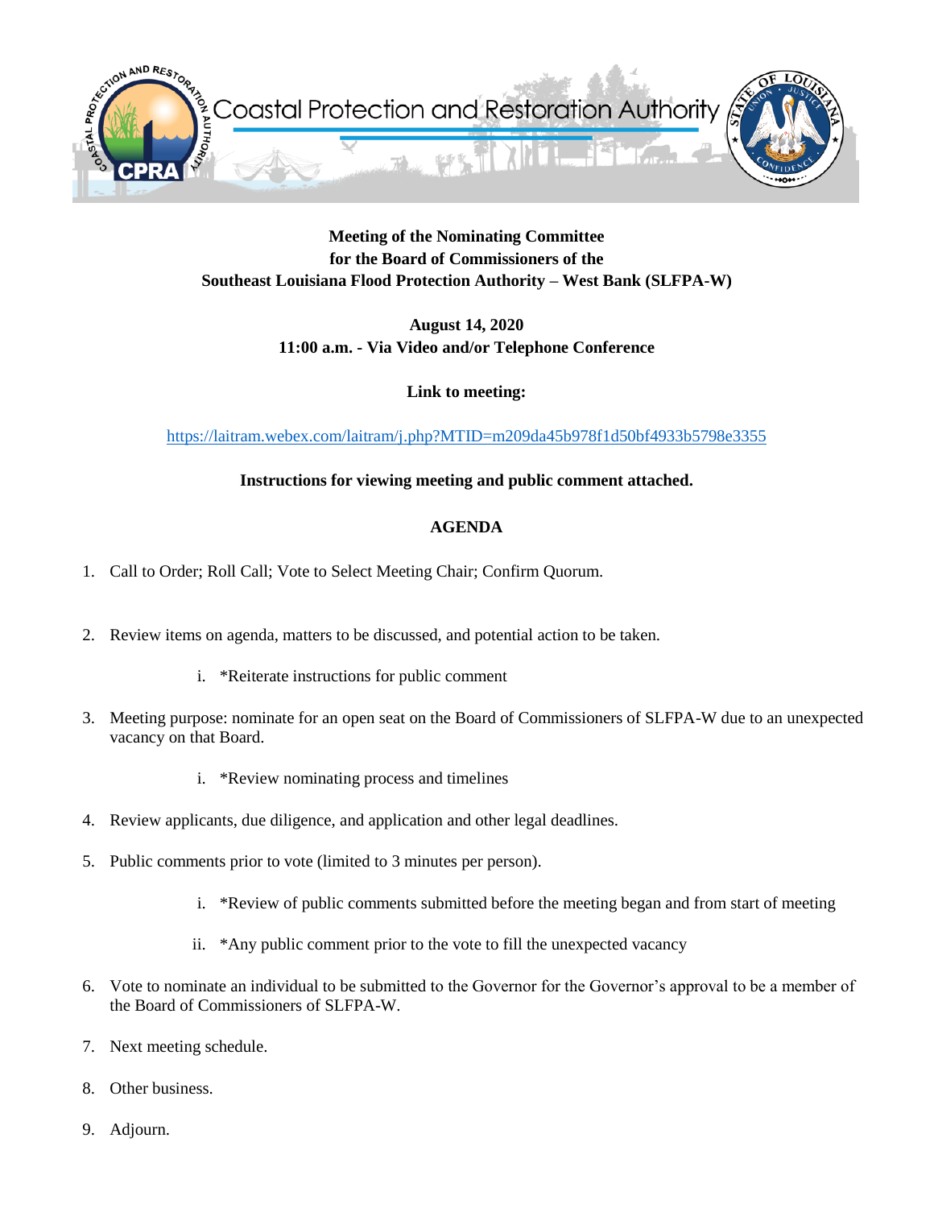Coastal Protection and Restoration Authority

**Meeting of the Nominating Committee**
**for the Board of Commissioners of the**
**Southeast Louisiana Flood Protection Authority – West Bank (SLFPA-W)**

**August 14, 2020**
**11:00 a.m. - Via Video and/or Telephone Conference**

**Link to meeting:**

https://laitram.webex.com/laitram/j.php?MTID=m209da45b978f1d50bf4933b5798e3355

**Instructions for viewing meeting and public comment attached.**

## AGENDA

1. Call to Order; Roll Call; Vote to Select Meeting Chair; Confirm Quorum.

2. Review items on agenda, matters to be discussed, and potential action to be taken.
   i. *Reiterate instructions for public comment

3. Meeting purpose: nominate for an open seat on the Board of Commissioners of SLFPA-W due to an unexpected vacancy on that Board.
   i. *Review nominating process and timelines

4. Review applicants, due diligence, and application and other legal deadlines.

5. Public comments prior to vote (limited to 3 minutes per person).
   i. *Review of public comments submitted before the meeting began and from start of meeting
   ii. *Any public comment prior to the vote to fill the unexpected vacancy

6. Vote to nominate an individual to be submitted to the Governor for the Governor's approval to be a member of the Board of Commissioners of SLFPA-W.

7. Next meeting schedule.

8. Other business.

9. Adjourn.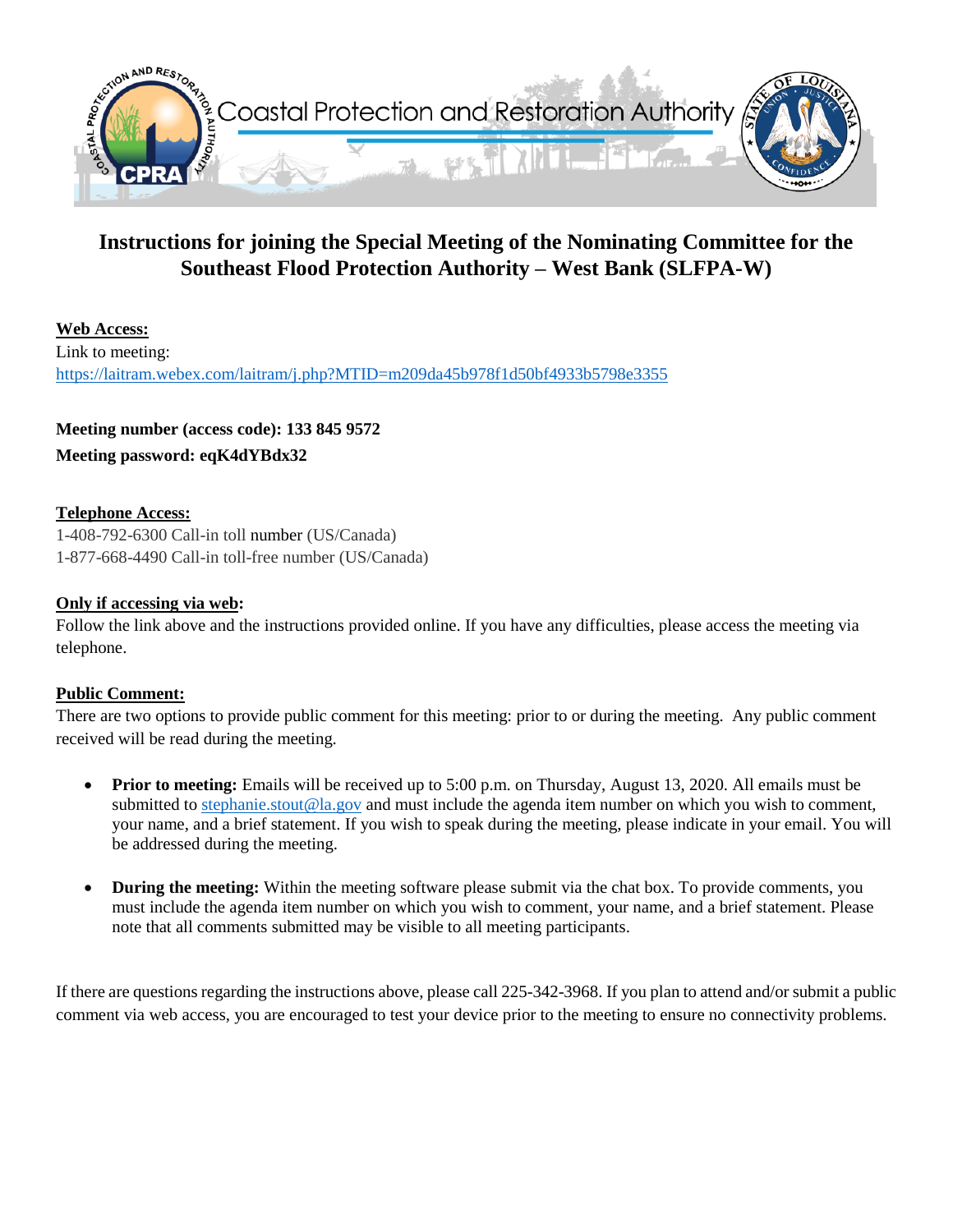Coastal Protection and Restoration Authority

# Instructions for joining the Special Meeting of the Nominating Committee for the Southeast Flood Protection Authority – West Bank (SLFPA-W)

**Web Access:**

Link to meeting:
https://laitram.webex.com/laitram/j.php?MTID=m209da45b978f1d50bf4933b5798e3355

**Meeting number (access code): 133 845 9572**

**Meeting password: eqK4dYBdx32**

**Telephone Access:**

1-408-792-6300 Call-in toll number (US/Canada)
1-877-668-4490 Call-in toll-free number (US/Canada)

**Only if accessing via web:**

Follow the link above and the instructions provided online. If you have any difficulties, please access the meeting via telephone.

**Public Comment:**

There are two options to provide public comment for this meeting: prior to or during the meeting. Any public comment received will be read during the meeting.

- **Prior to meeting:** Emails will be received up to 5:00 p.m. on Thursday, August 13, 2020. All emails must be submitted to stephanie.stout@la.gov and must include the agenda item number on which you wish to comment, your name, and a brief statement. If you wish to speak during the meeting, please indicate in your email. You will be addressed during the meeting.

- **During the meeting:** Within the meeting software please submit via the chat box. To provide comments, you must include the agenda item number on which you wish to comment, your name, and a brief statement. Please note that all comments submitted may be visible to all meeting participants.

If there are questions regarding the instructions above, please call 225-342-3968. If you plan to attend and/or submit a public comment via web access, you are encouraged to test your device prior to the meeting to ensure no connectivity problems.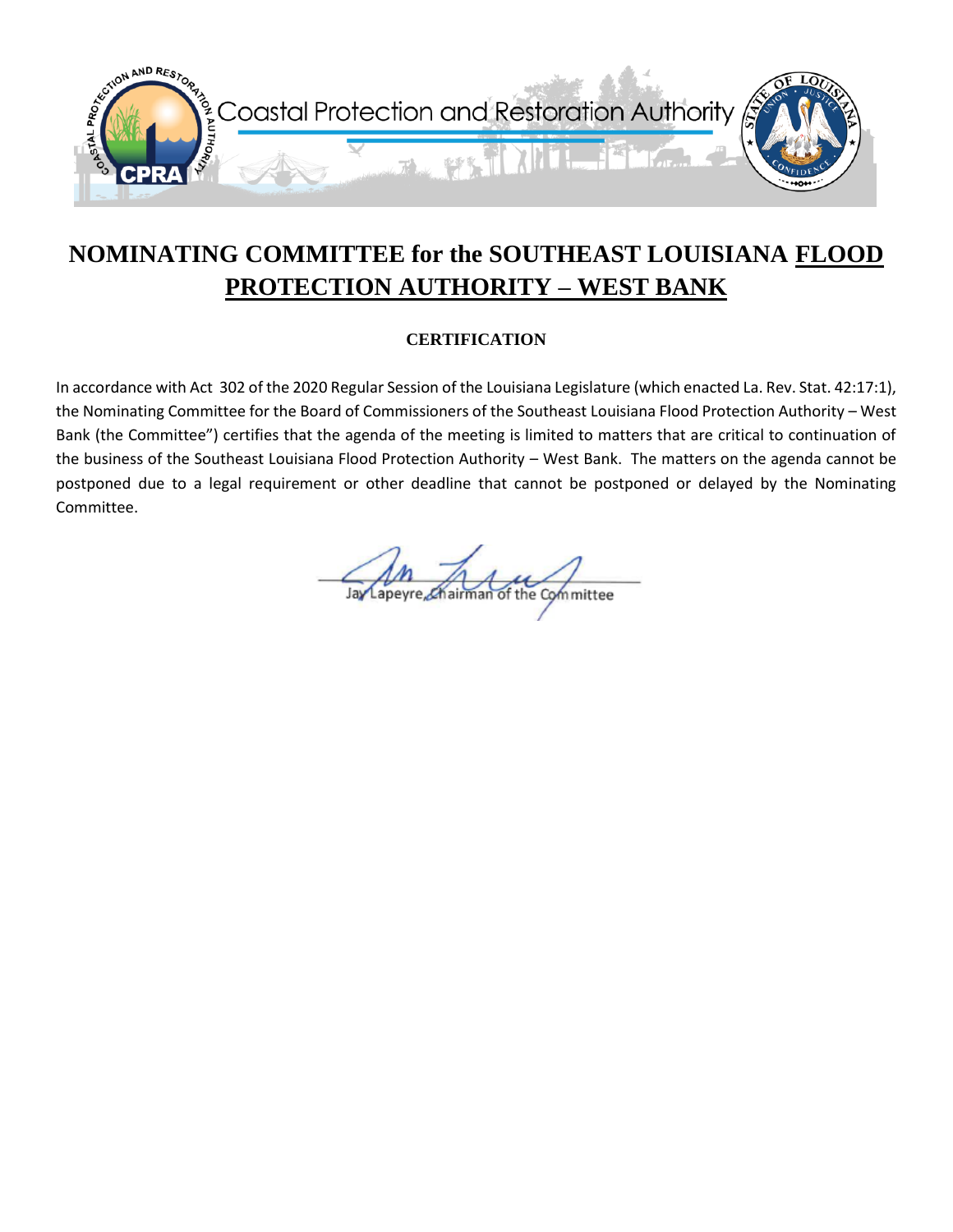Coastal Protection and Restoration Authority

# NOMINATING COMMITTEE for the SOUTHEAST LOUISIANA FLOOD PROTECTION AUTHORITY – WEST BANK

## CERTIFICATION

In accordance with Act 302 of the 2020 Regular Session of the Louisiana Legislature (which enacted La. Rev. Stat. 42:17:1), the Nominating Committee for the Board of Commissioners of the Southeast Louisiana Flood Protection Authority – West Bank (the Committee") certifies that the agenda of the meeting is limited to matters that are critical to continuation of the business of the Southeast Louisiana Flood Protection Authority – West Bank. The matters on the agenda cannot be postponed due to a legal requirement or other deadline that cannot be postponed or delayed by the Nominating Committee.

Jay Lapeyre, Chairman of the Committee